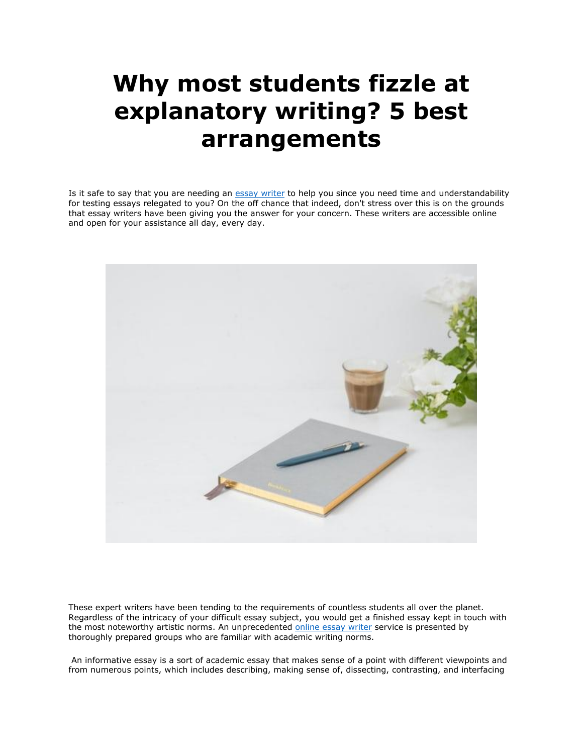# Why most students fizzle at explanatory writing? 5 best arrangements

Is it safe to say that you are needing an [essay writer](#) to help you since you need time and understandability for testing essays relegated to you? On the off chance that indeed, don't stress over this is on the grounds that essay writers have been giving you the answer for your concern. These writers are accessible online and open for your assistance all day, every day.

These expert writers have been tending to the requirements of countless students all over the planet. Regardless of the intricacy of your difficult essay subject, you would get a finished essay kept in touch with the most noteworthy artistic norms. An unprecedented [online essay writer](#) service is presented by thoroughly prepared groups who are familiar with academic writing norms.

An informative essay is a sort of academic essay that makes sense of a point with different viewpoints and from numerous points, which includes describing, making sense of, dissecting, contrasting, and interfacing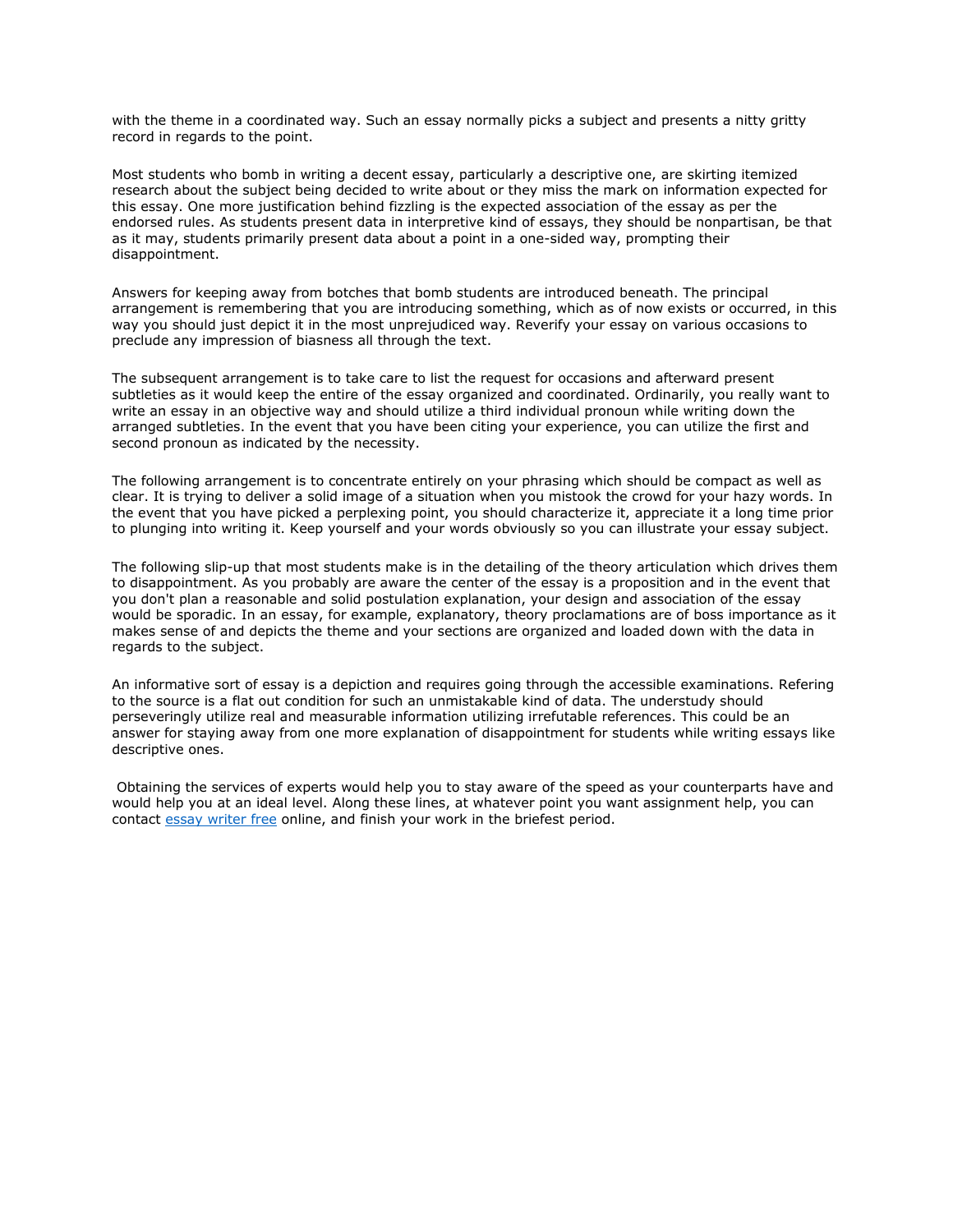with the theme in a coordinated way. Such an essay normally picks a subject and presents a nitty gritty record in regards to the point.

Most students who bomb in writing a decent essay, particularly a descriptive one, are skirting itemized research about the subject being decided to write about or they miss the mark on information expected for this essay. One more justification behind fizzling is the expected association of the essay as per the endorsed rules. As students present data in interpretive kind of essays, they should be nonpartisan, be that as it may, students primarily present data about a point in a one-sided way, prompting their disappointment.

Answers for keeping away from botches that bomb students are introduced beneath. The principal arrangement is remembering that you are introducing something, which as of now exists or occurred, in this way you should just depict it in the most unprejudiced way. Reverify your essay on various occasions to preclude any impression of biasness all through the text.

The subsequent arrangement is to take care to list the request for occasions and afterward present subtleties as it would keep the entire of the essay organized and coordinated. Ordinarily, you really want to write an essay in an objective way and should utilize a third individual pronoun while writing down the arranged subtleties. In the event that you have been citing your experience, you can utilize the first and second pronoun as indicated by the necessity.

The following arrangement is to concentrate entirely on your phrasing which should be compact as well as clear. It is trying to deliver a solid image of a situation when you mistook the crowd for your hazy words. In the event that you have picked a perplexing point, you should characterize it, appreciate it a long time prior to plunging into writing it. Keep yourself and your words obviously so you can illustrate your essay subject.

The following slip-up that most students make is in the detailing of the theory articulation which drives them to disappointment. As you probably are aware the center of the essay is a proposition and in the event that you don't plan a reasonable and solid postulation explanation, your design and association of the essay would be sporadic. In an essay, for example, explanatory, theory proclamations are of boss importance as it makes sense of and depicts the theme and your sections are organized and loaded down with the data in regards to the subject.

An informative sort of essay is a depiction and requires going through the accessible examinations. Refering to the source is a flat out condition for such an unmistakable kind of data. The understudy should perseveringly utilize real and measurable information utilizing irrefutable references. This could be an answer for staying away from one more explanation of disappointment for students while writing essays like descriptive ones.

Obtaining the services of experts would help you to stay aware of the speed as your counterparts have and would help you at an ideal level. Along these lines, at whatever point you want assignment help, you can contact [essay writer free]() online, and finish your work in the briefest period.